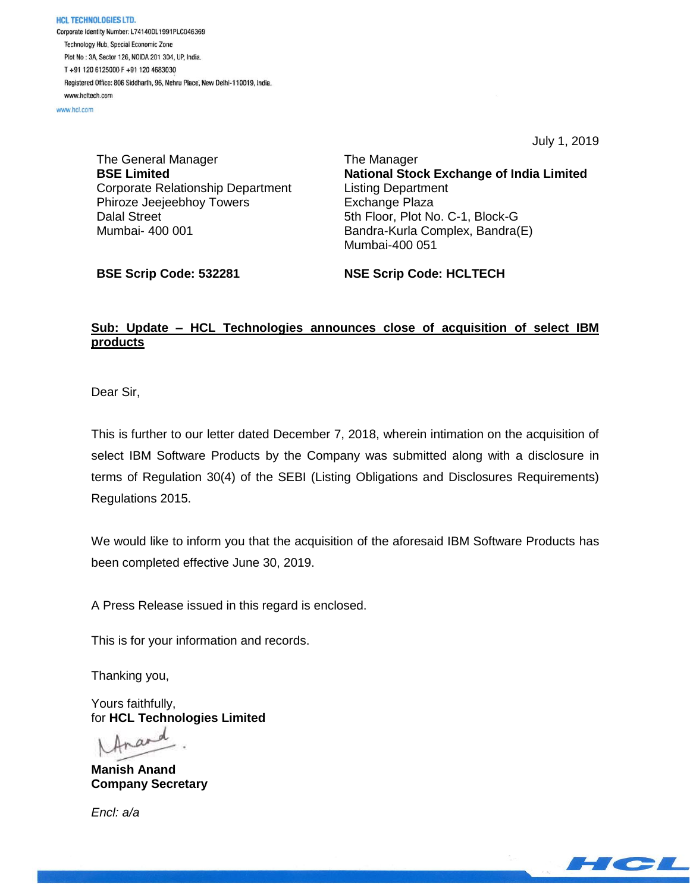**HCL TECHNOLOGIES LTD.**
Corporate Identity Number: L74140DL1991PLC046369
Technology Hub, Special Economic Zone
Plot No : 3A, Sector 126, NOIDA 201 304, UP, India.
T +91 120 6125000 F +91 120 4683030
Registered Office: 806 Siddharth, 96, Nehru Place, New Delhi-110019, India.
www.hcltech.com
www.hcl.com

July 1, 2019

The General Manager
**BSE Limited**
Corporate Relationship Department
Phiroze Jeejeebhoy Towers
Dalal Street
Mumbai- 400 001

**BSE Scrip Code: 532281**

The Manager
**National Stock Exchange of India Limited**
Listing Department
Exchange Plaza
5th Floor, Plot No. C-1, Block-G
Bandra-Kurla Complex, Bandra(E)
Mumbai-400 051

**NSE Scrip Code: HCLTECH**

**Sub: Update – HCL Technologies announces close of acquisition of select IBM products**

Dear Sir,

This is further to our letter dated December 7, 2018, wherein intimation on the acquisition of select IBM Software Products by the Company was submitted along with a disclosure in terms of Regulation 30(4) of the SEBI (Listing Obligations and Disclosures Requirements) Regulations 2015.

We would like to inform you that the acquisition of the aforesaid IBM Software Products has been completed effective June 30, 2019.

A Press Release issued in this regard is enclosed.

This is for your information and records.

Thanking you,

Yours faithfully,
for **HCL Technologies Limited**

**Manish Anand**
**Company Secretary**

*Encl: a/a*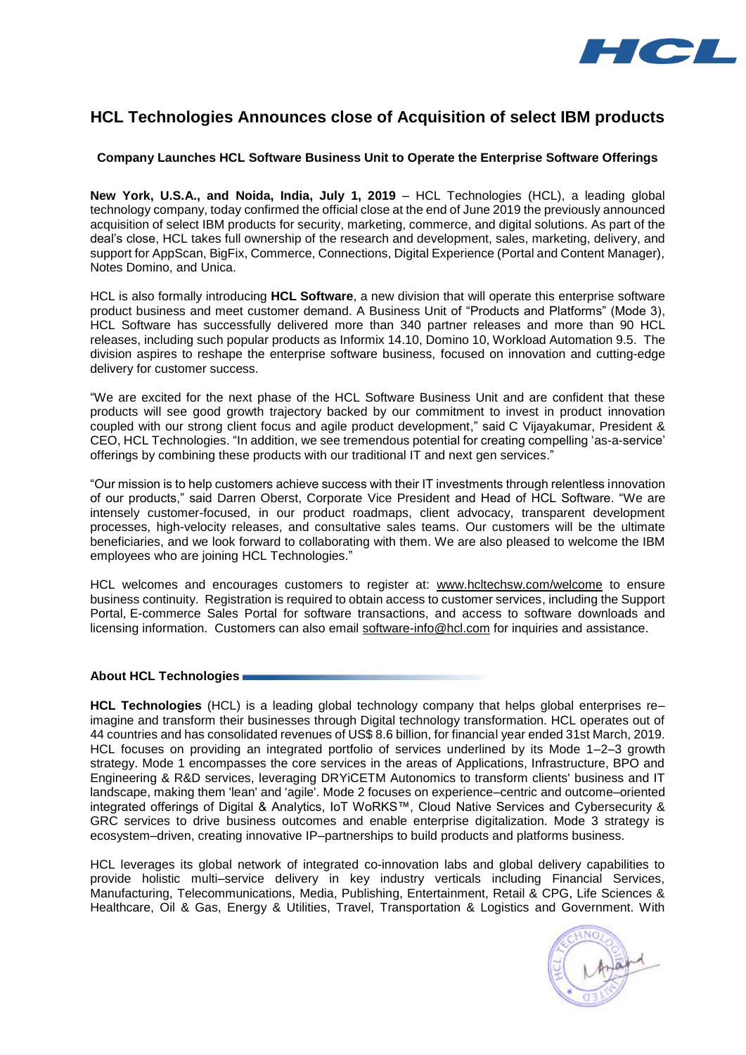# HCL Technologies Announces close of Acquisition of select IBM products

### Company Launches HCL Software Business Unit to Operate the Enterprise Software Offerings

**New York, U.S.A., and Noida, India, July 1, 2019** – HCL Technologies (HCL), a leading global technology company, today confirmed the official close at the end of June 2019 the previously announced acquisition of select IBM products for security, marketing, commerce, and digital solutions. As part of the deal's close, HCL takes full ownership of the research and development, sales, marketing, delivery, and support for AppScan, BigFix, Commerce, Connections, Digital Experience (Portal and Content Manager), Notes Domino, and Unica.

HCL is also formally introducing **HCL Software**, a new division that will operate this enterprise software product business and meet customer demand. A Business Unit of "Products and Platforms" (Mode 3), HCL Software has successfully delivered more than 340 partner releases and more than 90 HCL releases, including such popular products as Informix 14.10, Domino 10, Workload Automation 9.5. The division aspires to reshape the enterprise software business, focused on innovation and cutting-edge delivery for customer success.

"We are excited for the next phase of the HCL Software Business Unit and are confident that these products will see good growth trajectory backed by our commitment to invest in product innovation coupled with our strong client focus and agile product development," said C Vijayakumar, President & CEO, HCL Technologies. "In addition, we see tremendous potential for creating compelling 'as-a-service' offerings by combining these products with our traditional IT and next gen services."

"Our mission is to help customers achieve success with their IT investments through relentless innovation of our products," said Darren Oberst, Corporate Vice President and Head of HCL Software. "We are intensely customer-focused, in our product roadmaps, client advocacy, transparent development processes, high-velocity releases, and consultative sales teams. Our customers will be the ultimate beneficiaries, and we look forward to collaborating with them. We are also pleased to welcome the IBM employees who are joining HCL Technologies."

HCL welcomes and encourages customers to register at: www.hcltechsw.com/welcome to ensure business continuity. Registration is required to obtain access to customer services, including the Support Portal, E-commerce Sales Portal for software transactions, and access to software downloads and licensing information. Customers can also email software-info@hcl.com for inquiries and assistance.

#### About HCL Technologies

**HCL Technologies** (HCL) is a leading global technology company that helps global enterprises re–imagine and transform their businesses through Digital technology transformation. HCL operates out of 44 countries and has consolidated revenues of US$ 8.6 billion, for financial year ended 31st March, 2019. HCL focuses on providing an integrated portfolio of services underlined by its Mode 1–2–3 growth strategy. Mode 1 encompasses the core services in the areas of Applications, Infrastructure, BPO and Engineering & R&D services, leveraging DRYiCETM Autonomics to transform clients' business and IT landscape, making them 'lean' and 'agile'. Mode 2 focuses on experience–centric and outcome–oriented integrated offerings of Digital & Analytics, IoT WoRKS™, Cloud Native Services and Cybersecurity & GRC services to drive business outcomes and enable enterprise digitalization. Mode 3 strategy is ecosystem–driven, creating innovative IP–partnerships to build products and platforms business.

HCL leverages its global network of integrated co-innovation labs and global delivery capabilities to provide holistic multi–service delivery in key industry verticals including Financial Services, Manufacturing, Telecommunications, Media, Publishing, Entertainment, Retail & CPG, Life Sciences & Healthcare, Oil & Gas, Energy & Utilities, Travel, Transportation & Logistics and Government. With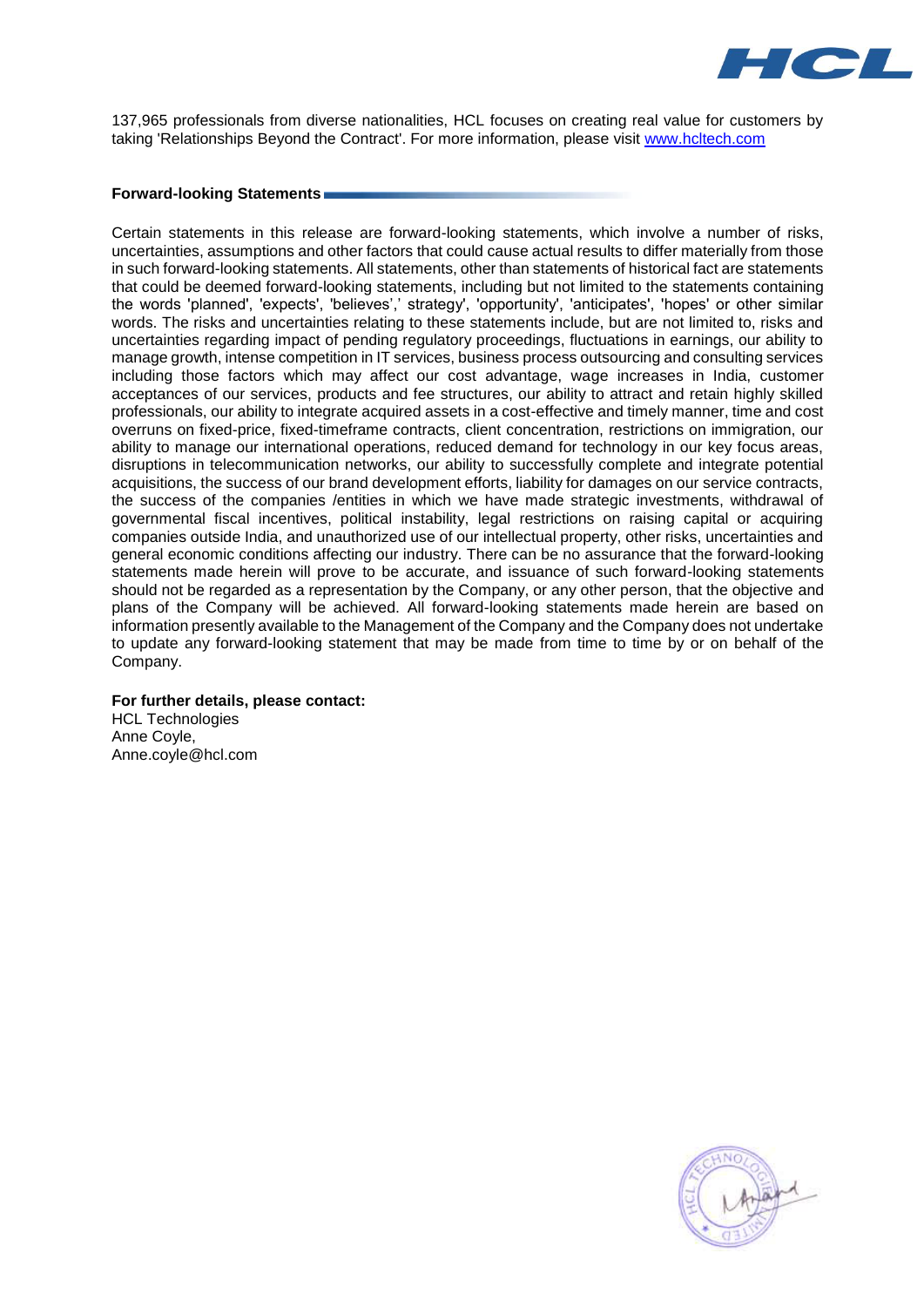137,965 professionals from diverse nationalities, HCL focuses on creating real value for customers by taking 'Relationships Beyond the Contract'. For more information, please visit [www.hcltech.com](http://www.hcltech.com)

**Forward-looking Statements**

Certain statements in this release are forward-looking statements, which involve a number of risks, uncertainties, assumptions and other factors that could cause actual results to differ materially from those in such forward-looking statements. All statements, other than statements of historical fact are statements that could be deemed forward-looking statements, including but not limited to the statements containing the words 'planned', 'expects', 'believes',' strategy', 'opportunity', 'anticipates', 'hopes' or other similar words. The risks and uncertainties relating to these statements include, but are not limited to, risks and uncertainties regarding impact of pending regulatory proceedings, fluctuations in earnings, our ability to manage growth, intense competition in IT services, business process outsourcing and consulting services including those factors which may affect our cost advantage, wage increases in India, customer acceptances of our services, products and fee structures, our ability to attract and retain highly skilled professionals, our ability to integrate acquired assets in a cost-effective and timely manner, time and cost overruns on fixed-price, fixed-timeframe contracts, client concentration, restrictions on immigration, our ability to manage our international operations, reduced demand for technology in our key focus areas, disruptions in telecommunication networks, our ability to successfully complete and integrate potential acquisitions, the success of our brand development efforts, liability for damages on our service contracts, the success of the companies /entities in which we have made strategic investments, withdrawal of governmental fiscal incentives, political instability, legal restrictions on raising capital or acquiring companies outside India, and unauthorized use of our intellectual property, other risks, uncertainties and general economic conditions affecting our industry. There can be no assurance that the forward-looking statements made herein will prove to be accurate, and issuance of such forward-looking statements should not be regarded as a representation by the Company, or any other person, that the objective and plans of the Company will be achieved. All forward-looking statements made herein are based on information presently available to the Management of the Company and the Company does not undertake to update any forward-looking statement that may be made from time to time by or on behalf of the Company.

**For further details, please contact:**
HCL Technologies
Anne Coyle,
Anne.coyle@hcl.com